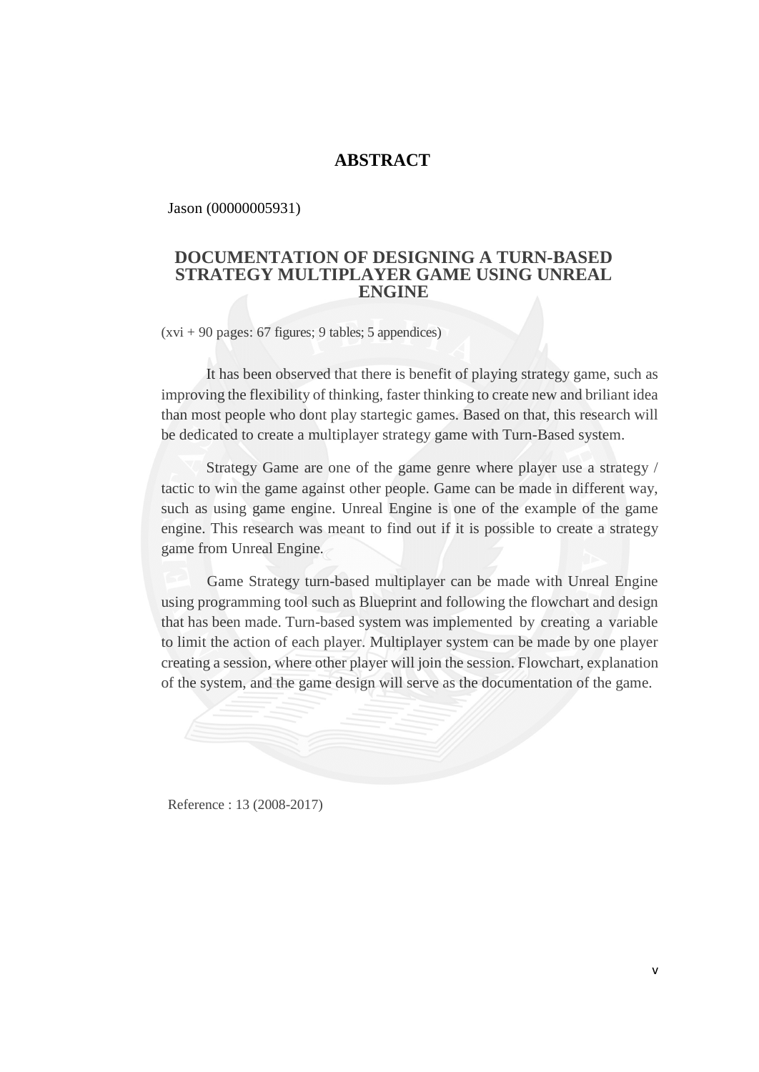# ABSTRACT

Jason (00000005931)

## DOCUMENTATION OF DESIGNING A TURN-BASED STRATEGY MULTIPLAYER GAME USING UNREAL ENGINE

(xvi + 90 pages: 67 figures; 9 tables; 5 appendices)

It has been observed that there is benefit of playing strategy game, such as improving the flexibility of thinking, faster thinking to create new and briliant idea than most people who dont play startegic games. Based on that, this research will be dedicated to create a multiplayer strategy game with Turn-Based system.

Strategy Game are one of the game genre where player use a strategy / tactic to win the game against other people. Game can be made in different way, such as using game engine. Unreal Engine is one of the example of the game engine. This research was meant to find out if it is possible to create a strategy game from Unreal Engine.

Game Strategy turn-based multiplayer can be made with Unreal Engine using programming tool such as Blueprint and following the flowchart and design that has been made. Turn-based system was implemented by creating a variable to limit the action of each player. Multiplayer system can be made by one player creating a session, where other player will join the session. Flowchart, explanation of the system, and the game design will serve as the documentation of the game.

Reference : 13 (2008-2017)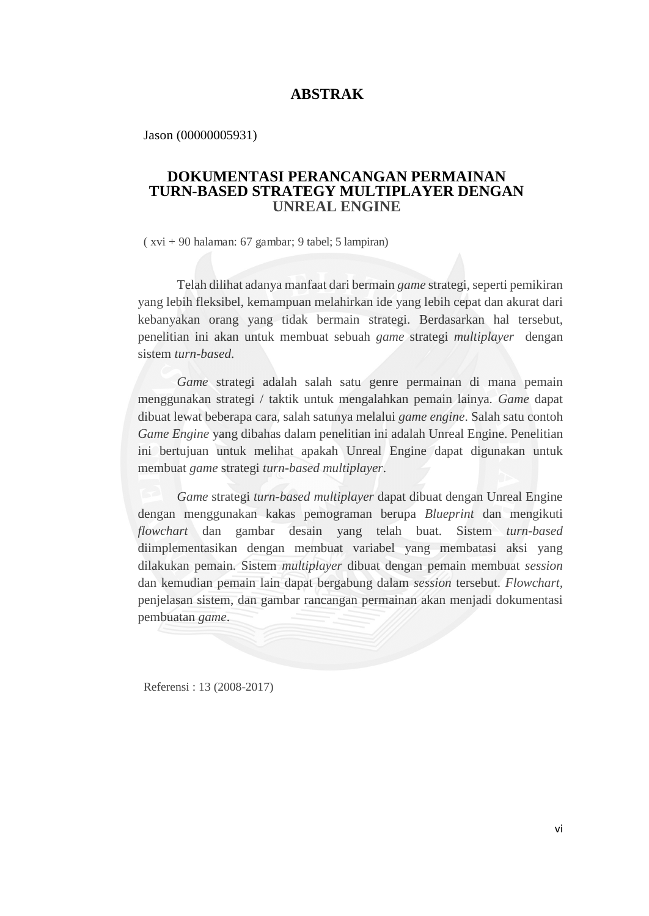# ABSTRAK

Jason (00000005931)

## DOKUMENTASI PERANCANGAN PERMAINAN TURN-BASED STRATEGY MULTIPLAYER DENGAN UNREAL ENGINE

( xvi + 90 halaman: 67 gambar; 9 tabel; 5 lampiran)

Telah dilihat adanya manfaat dari bermain *game* strategi, seperti pemikiran yang lebih fleksibel, kemampuan melahirkan ide yang lebih cepat dan akurat dari kebanyakan orang yang tidak bermain strategi. Berdasarkan hal tersebut, penelitian ini akan untuk membuat sebuah *game* strategi *multiplayer* dengan sistem *turn-based*.

*Game* strategi adalah salah satu genre permainan di mana pemain menggunakan strategi / taktik untuk mengalahkan pemain lainya. *Game* dapat dibuat lewat beberapa cara, salah satunya melalui *game engine*. Salah satu contoh *Game Engine* yang dibahas dalam penelitian ini adalah Unreal Engine. Penelitian ini bertujuan untuk melihat apakah Unreal Engine dapat digunakan untuk membuat *game* strategi *turn-based multiplayer*.

*Game* strategi *turn-based multiplayer* dapat dibuat dengan Unreal Engine dengan menggunakan kakas pemograman berupa *Blueprint* dan mengikuti *flowchart* dan gambar desain yang telah buat. Sistem *turn-based* diimplementasikan dengan membuat variabel yang membatasi aksi yang dilakukan pemain. Sistem *multiplayer* dibuat dengan pemain membuat *session* dan kemudian pemain lain dapat bergabung dalam *session* tersebut. *Flowchart*, penjelasan sistem, dan gambar rancangan permainan akan menjadi dokumentasi pembuatan *game*.

Referensi : 13 (2008-2017)